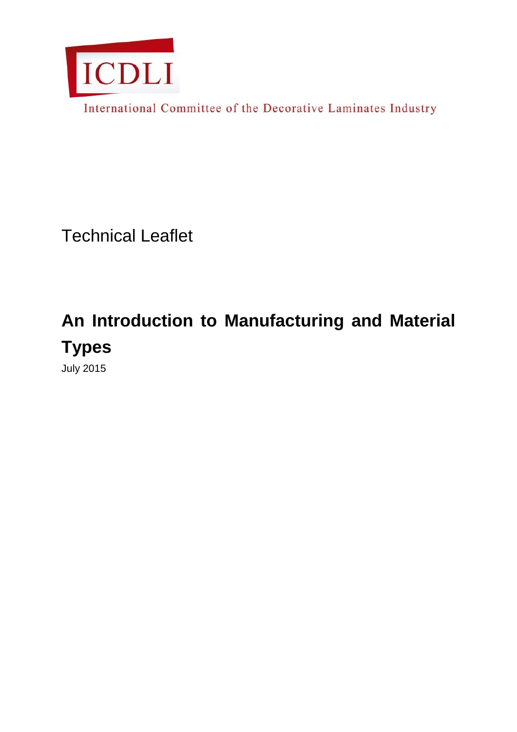ICDLI

International Committee of the Decorative Laminates Industry

Technical Leaflet

# An Introduction to Manufacturing and Material Types

July 2015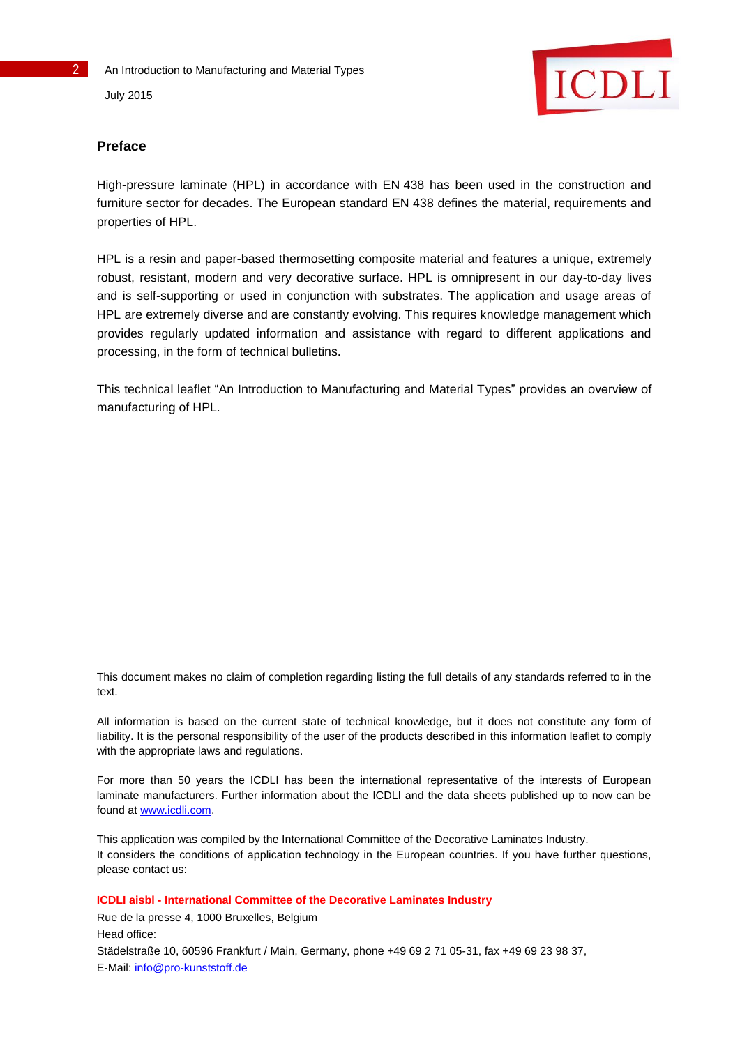## Preface

High-pressure laminate (HPL) in accordance with EN 438 has been used in the construction and furniture sector for decades. The European standard EN 438 defines the material, requirements and properties of HPL.

HPL is a resin and paper-based thermosetting composite material and features a unique, extremely robust, resistant, modern and very decorative surface. HPL is omnipresent in our day-to-day lives and is self-supporting or used in conjunction with substrates. The application and usage areas of HPL are extremely diverse and are constantly evolving. This requires knowledge management which provides regularly updated information and assistance with regard to different applications and processing, in the form of technical bulletins.

This technical leaflet “An Introduction to Manufacturing and Material Types” provides an overview of manufacturing of HPL.

This document makes no claim of completion regarding listing the full details of any standards referred to in the text.

All information is based on the current state of technical knowledge, but it does not constitute any form of liability. It is the personal responsibility of the user of the products described in this information leaflet to comply with the appropriate laws and regulations.

For more than 50 years the ICDLI has been the international representative of the interests of European laminate manufacturers. Further information about the ICDLI and the data sheets published up to now can be found at www.icdli.com.

This application was compiled by the International Committee of the Decorative Laminates Industry.
It considers the conditions of application technology in the European countries. If you have further questions, please contact us:

**ICDLI aisbl - International Committee of the Decorative Laminates Industry**
Rue de la presse 4, 1000 Bruxelles, Belgium
Head office:
Städelstraße 10, 60596 Frankfurt / Main, Germany, phone +49 69 2 71 05-31, fax +49 69 23 98 37,
E-Mail: info@pro-kunststoff.de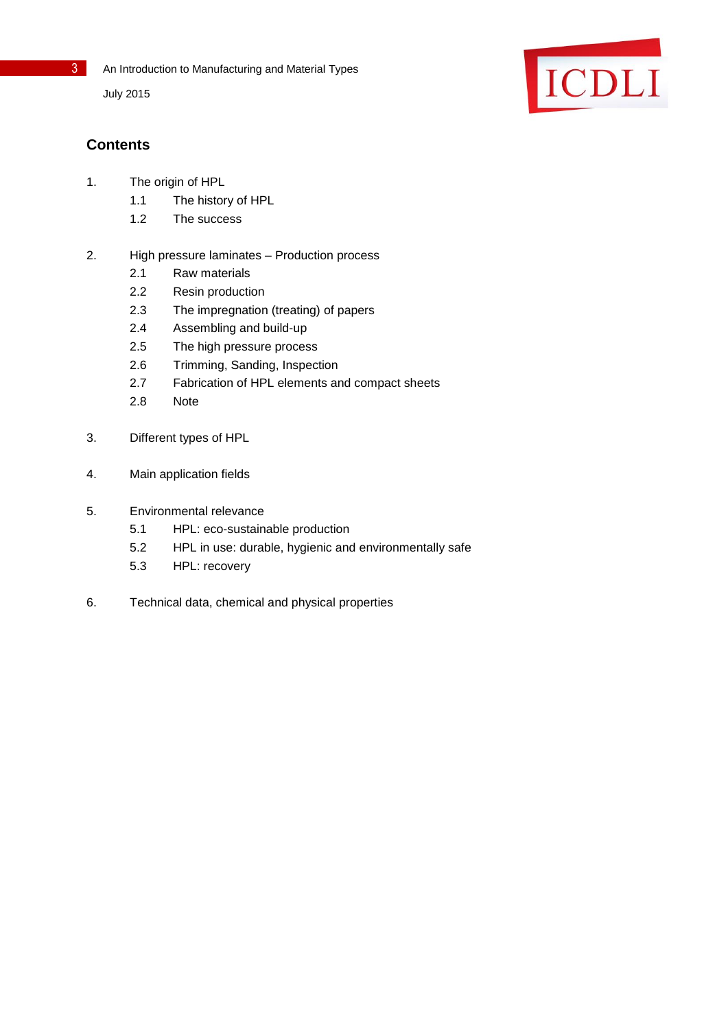## Contents

1. The origin of HPL
   - 1.1 The history of HPL
   - 1.2 The success

2. High pressure laminates – Production process
   - 2.1 Raw materials
   - 2.2 Resin production
   - 2.3 The impregnation (treating) of papers
   - 2.4 Assembling and build-up
   - 2.5 The high pressure process
   - 2.6 Trimming, Sanding, Inspection
   - 2.7 Fabrication of HPL elements and compact sheets
   - 2.8 Note

3. Different types of HPL

4. Main application fields

5. Environmental relevance
   - 5.1 HPL: eco-sustainable production
   - 5.2 HPL in use: durable, hygienic and environmentally safe
   - 5.3 HPL: recovery

6. Technical data, chemical and physical properties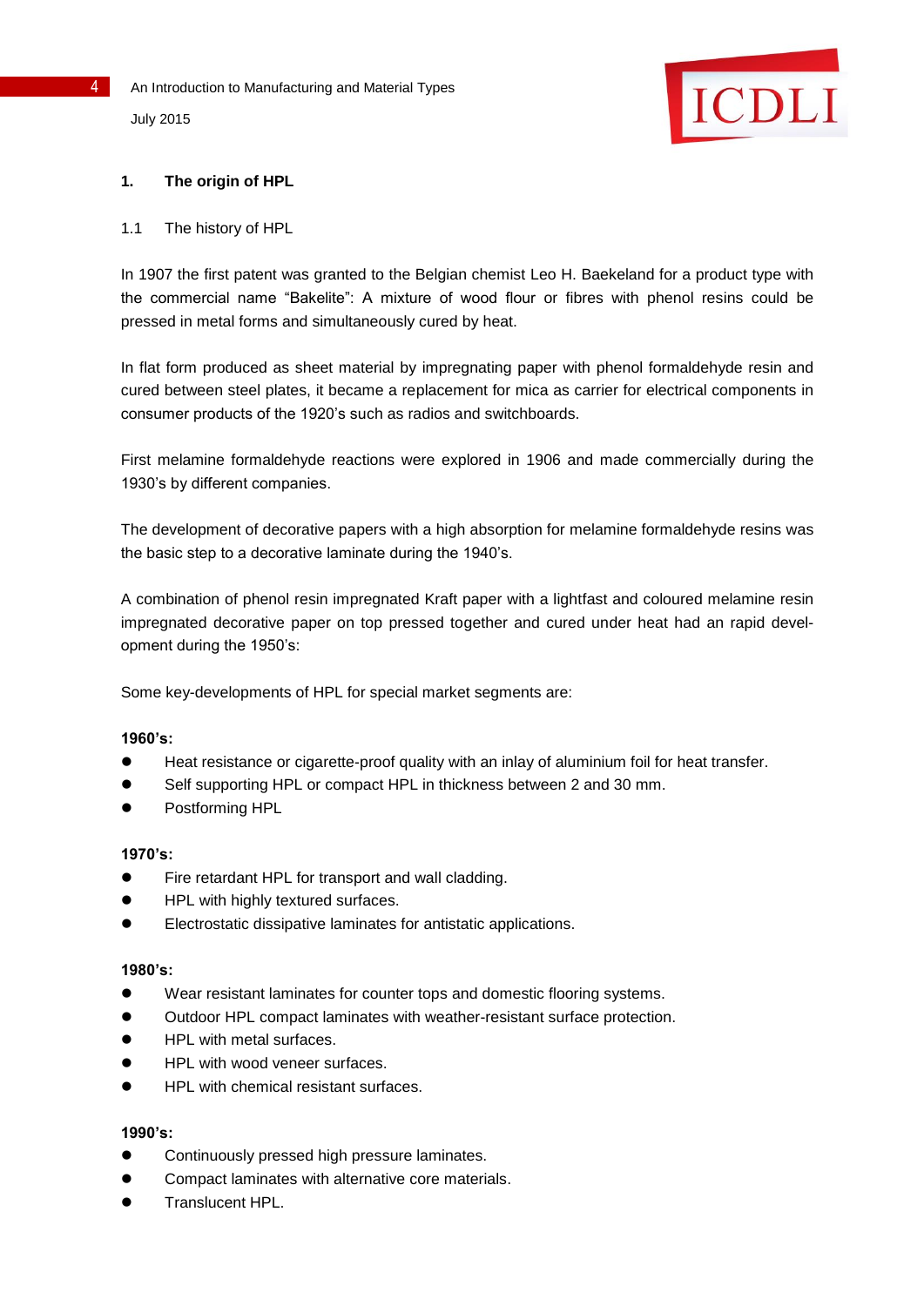## 1. The origin of HPL

### 1.1 The history of HPL

In 1907 the first patent was granted to the Belgian chemist Leo H. Baekeland for a product type with the commercial name "Bakelite": A mixture of wood flour or fibres with phenol resins could be pressed in metal forms and simultaneously cured by heat.

In flat form produced as sheet material by impregnating paper with phenol formaldehyde resin and cured between steel plates, it became a replacement for mica as carrier for electrical components in consumer products of the 1920's such as radios and switchboards.

First melamine formaldehyde reactions were explored in 1906 and made commercially during the 1930's by different companies.

The development of decorative papers with a high absorption for melamine formaldehyde resins was the basic step to a decorative laminate during the 1940's.

A combination of phenol resin impregnated Kraft paper with a lightfast and coloured melamine resin impregnated decorative paper on top pressed together and cured under heat had an rapid development during the 1950's:

Some key-developments of HPL for special market segments are:

**1960's:**

- Heat resistance or cigarette-proof quality with an inlay of aluminium foil for heat transfer.
- Self supporting HPL or compact HPL in thickness between 2 and 30 mm.
- Postforming HPL

**1970's:**

- Fire retardant HPL for transport and wall cladding.
- HPL with highly textured surfaces.
- Electrostatic dissipative laminates for antistatic applications.

**1980's:**

- Wear resistant laminates for counter tops and domestic flooring systems.
- Outdoor HPL compact laminates with weather-resistant surface protection.
- HPL with metal surfaces.
- HPL with wood veneer surfaces.
- HPL with chemical resistant surfaces.

**1990's:**

- Continuously pressed high pressure laminates.
- Compact laminates with alternative core materials.
- Translucent HPL.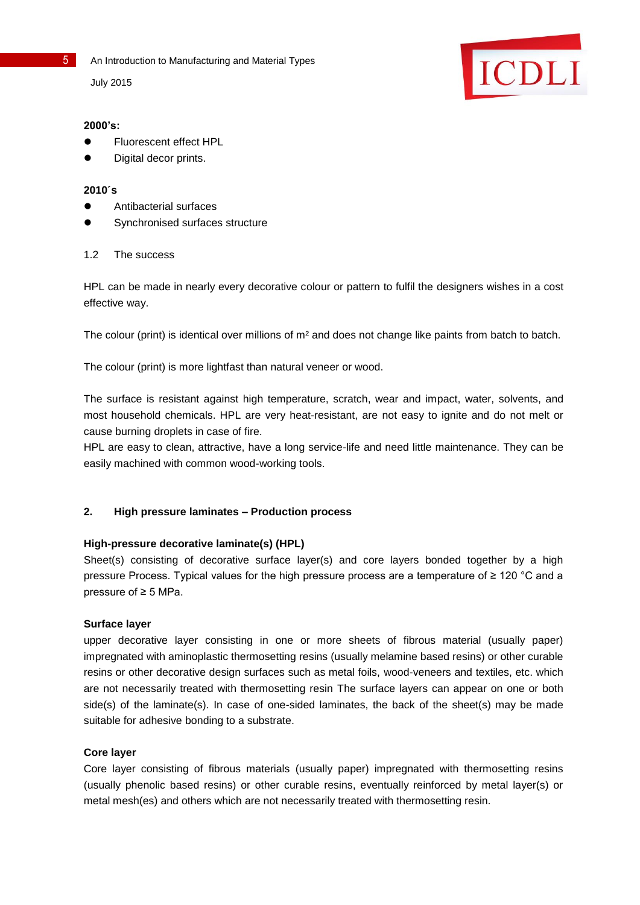**2000's:**

- Fluorescent effect HPL
- Digital decor prints.

**2010´s**

- Antibacterial surfaces
- Synchronised surfaces structure

## 1.2 The success

HPL can be made in nearly every decorative colour or pattern to fulfil the designers wishes in a cost effective way.

The colour (print) is identical over millions of m² and does not change like paints from batch to batch.

The colour (print) is more lightfast than natural veneer or wood.

The surface is resistant against high temperature, scratch, wear and impact, water, solvents, and most household chemicals. HPL are very heat-resistant, are not easy to ignite and do not melt or cause burning droplets in case of fire.
HPL are easy to clean, attractive, have a long service-life and need little maintenance. They can be easily machined with common wood-working tools.

## 2. High pressure laminates – Production process

**High-pressure decorative laminate(s) (HPL)**
Sheet(s) consisting of decorative surface layer(s) and core layers bonded together by a high pressure Process. Typical values for the high pressure process are a temperature of ≥ 120 °C and a pressure of ≥ 5 MPa.

**Surface layer**
upper decorative layer consisting in one or more sheets of fibrous material (usually paper) impregnated with aminoplastic thermosetting resins (usually melamine based resins) or other curable resins or other decorative design surfaces such as metal foils, wood-veneers and textiles, etc. which are not necessarily treated with thermosetting resin The surface layers can appear on one or both side(s) of the laminate(s). In case of one-sided laminates, the back of the sheet(s) may be made suitable for adhesive bonding to a substrate.

**Core layer**
Core layer consisting of fibrous materials (usually paper) impregnated with thermosetting resins (usually phenolic based resins) or other curable resins, eventually reinforced by metal layer(s) or metal mesh(es) and others which are not necessarily treated with thermosetting resin.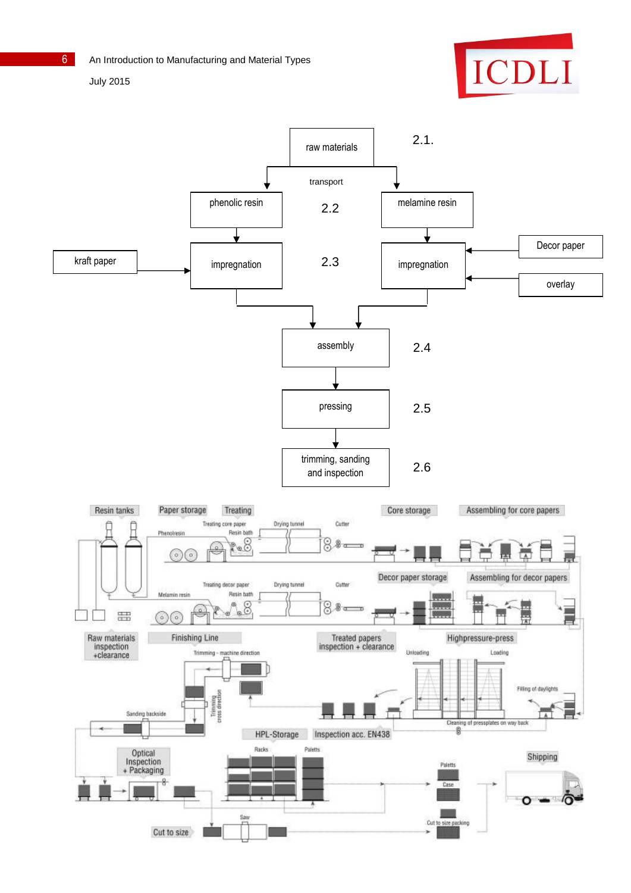raw materials → transport → phenolic resin / melamine resin

2.1.

2.2

kraft paper → impregnation (phenolic) 

Decor paper, overlay → impregnation (melamine)

2.3

assembly — 2.4

pressing — 2.5

trimming, sanding and inspection — 2.6

Resin tanks | Paper storage | Treating | Core storage | Assembling for core papers

Treating core paper | Drying tunnel | Cutter | Phenolresin | Resin bath

Treating decor paper | Drying tunnel | Cutter | Melamin resin | Resin bath

Decor paper storage | Assembling for decor papers

Raw materials inspection +clearance | Finishing Line | Treated papers inspection + clearance | Highpressure-press

Trimming - machine direction | Unloading | Loading | Filling of daylights

Trimming cross direction | Sanding backside | Cleaning of pressplates on way back

HPL-Storage | Inspection acc. EN438

Racks | Palets

Optical Inspection + Packaging | Shipping

Paletts | Case | Cut to size packing

Saw | Cut to size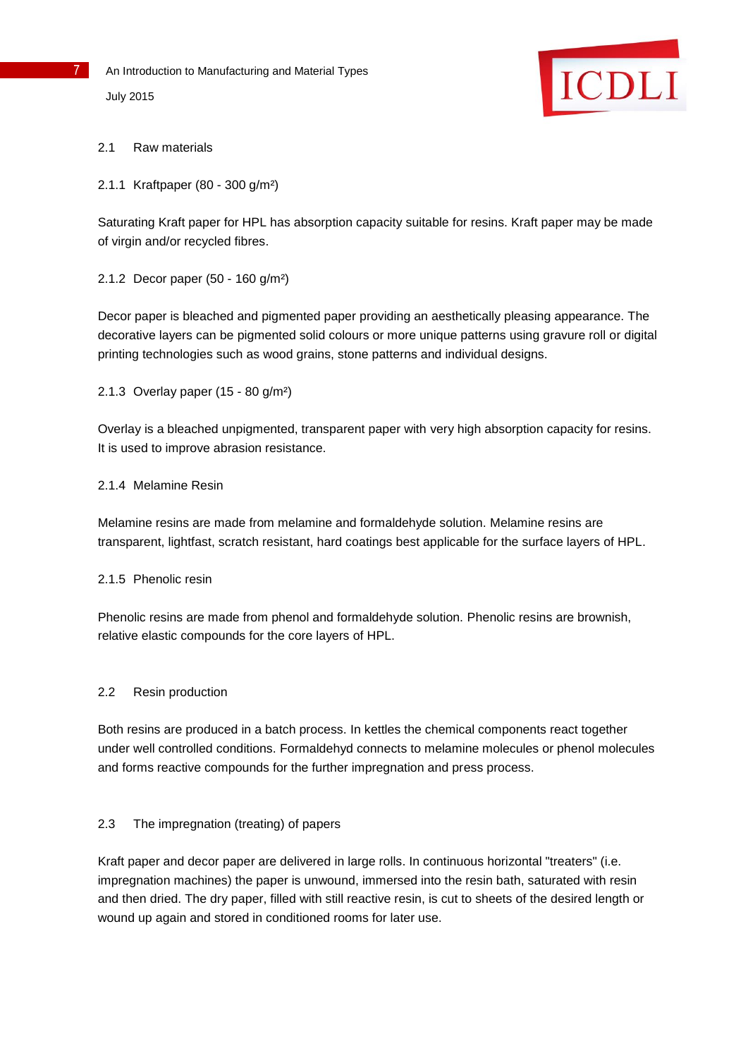## 2.1 Raw materials

### 2.1.1 Kraftpaper (80 - 300 g/m²)

Saturating Kraft paper for HPL has absorption capacity suitable for resins. Kraft paper may be made of virgin and/or recycled fibres.

### 2.1.2 Decor paper (50 - 160 g/m²)

Decor paper is bleached and pigmented paper providing an aesthetically pleasing appearance. The decorative layers can be pigmented solid colours or more unique patterns using gravure roll or digital printing technologies such as wood grains, stone patterns and individual designs.

### 2.1.3 Overlay paper (15 - 80 g/m²)

Overlay is a bleached unpigmented, transparent paper with very high absorption capacity for resins. It is used to improve abrasion resistance.

### 2.1.4 Melamine Resin

Melamine resins are made from melamine and formaldehyde solution. Melamine resins are transparent, lightfast, scratch resistant, hard coatings best applicable for the surface layers of HPL.

### 2.1.5 Phenolic resin

Phenolic resins are made from phenol and formaldehyde solution. Phenolic resins are brownish, relative elastic compounds for the core layers of HPL.

## 2.2 Resin production

Both resins are produced in a batch process. In kettles the chemical components react together under well controlled conditions. Formaldehyd connects to melamine molecules or phenol molecules and forms reactive compounds for the further impregnation and press process.

## 2.3 The impregnation (treating) of papers

Kraft paper and decor paper are delivered in large rolls. In continuous horizontal "treaters" (i.e. impregnation machines) the paper is unwound, immersed into the resin bath, saturated with resin and then dried. The dry paper, filled with still reactive resin, is cut to sheets of the desired length or wound up again and stored in conditioned rooms for later use.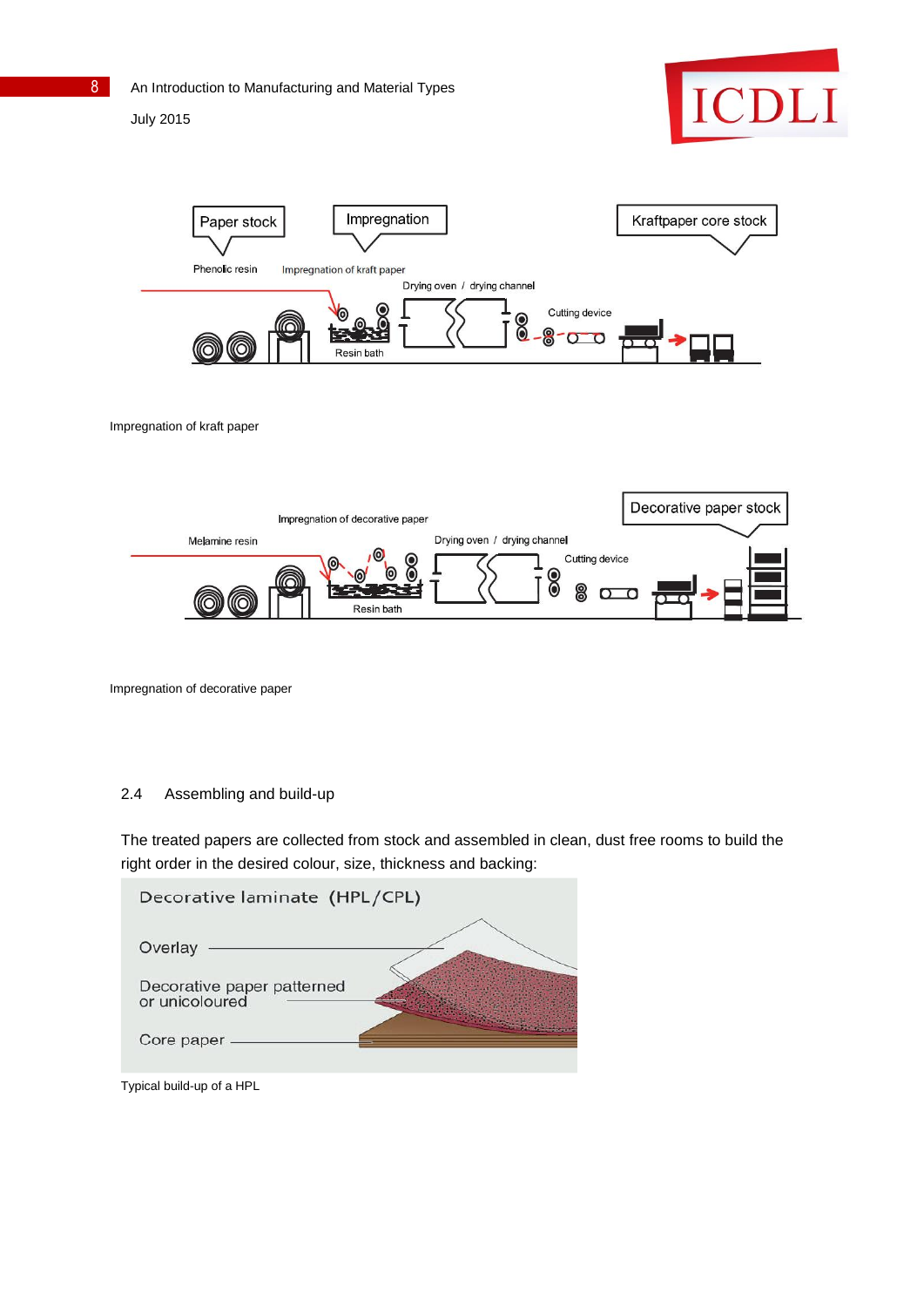Impregnation of kraft paper

Impregnation of decorative paper

## 2.4 Assembling and build-up

The treated papers are collected from stock and assembled in clean, dust free rooms to build the right order in the desired colour, size, thickness and backing:

Typical build-up of a HPL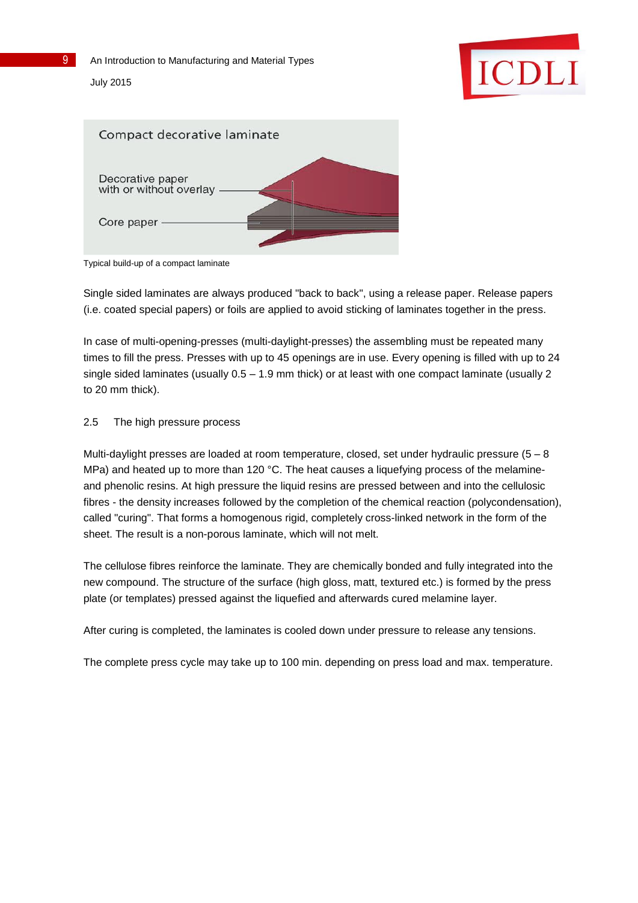Compact decorative laminate

Decorative paper with or without overlay

Core paper

Typical build-up of a compact laminate

Single sided laminates are always produced "back to back", using a release paper. Release papers (i.e. coated special papers) or foils are applied to avoid sticking of laminates together in the press.

In case of multi-opening-presses (multi-daylight-presses) the assembling must be repeated many times to fill the press. Presses with up to 45 openings are in use. Every opening is filled with up to 24 single sided laminates (usually 0.5 – 1.9 mm thick) or at least with one compact laminate (usually 2 to 20 mm thick).

## 2.5 The high pressure process

Multi-daylight presses are loaded at room temperature, closed, set under hydraulic pressure (5 – 8 MPa) and heated up to more than 120 °C. The heat causes a liquefying process of the melamine- and phenolic resins. At high pressure the liquid resins are pressed between and into the cellulosic fibres - the density increases followed by the completion of the chemical reaction (polycondensation), called "curing". That forms a homogenous rigid, completely cross-linked network in the form of the sheet. The result is a non-porous laminate, which will not melt.

The cellulose fibres reinforce the laminate. They are chemically bonded and fully integrated into the new compound. The structure of the surface (high gloss, matt, textured etc.) is formed by the press plate (or templates) pressed against the liquefied and afterwards cured melamine layer.

After curing is completed, the laminates is cooled down under pressure to release any tensions.

The complete press cycle may take up to 100 min. depending on press load and max. temperature.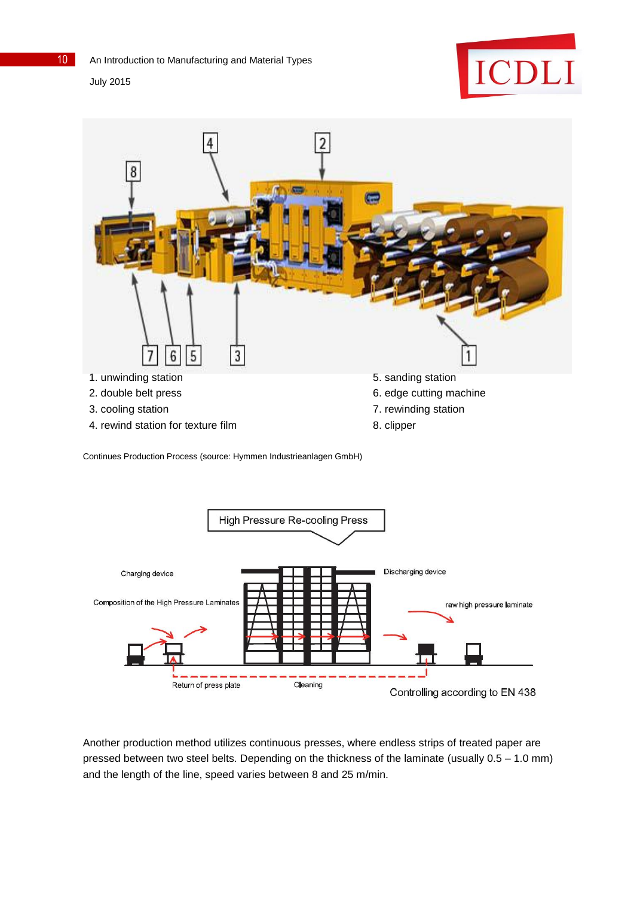1. unwinding station
2. double belt press
3. cooling station
4. rewind station for texture film
5. sanding station
6. edge cutting machine
7. rewinding station
8. clipper

Continues Production Process (source: Hymmen Industrieanlagen GmbH)

High Pressure Re-cooling Press

Charging device

Discharging device

Composition of the High Pressure Laminates

raw high pressure laminate

Return of press plate

Cleaning

Controlling according to EN 438

Another production method utilizes continuous presses, where endless strips of treated paper are pressed between two steel belts. Depending on the thickness of the laminate (usually 0.5 – 1.0 mm) and the length of the line, speed varies between 8 and 25 m/min.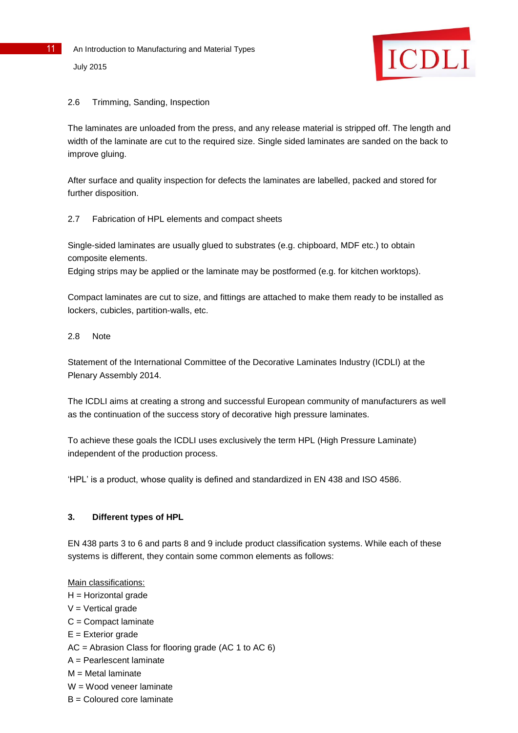### 2.6 Trimming, Sanding, Inspection

The laminates are unloaded from the press, and any release material is stripped off. The length and width of the laminate are cut to the required size. Single sided laminates are sanded on the back to improve gluing.

After surface and quality inspection for defects the laminates are labelled, packed and stored for further disposition.

### 2.7 Fabrication of HPL elements and compact sheets

Single-sided laminates are usually glued to substrates (e.g. chipboard, MDF etc.) to obtain composite elements.
Edging strips may be applied or the laminate may be postformed (e.g. for kitchen worktops).

Compact laminates are cut to size, and fittings are attached to make them ready to be installed as lockers, cubicles, partition-walls, etc.

### 2.8 Note

Statement of the International Committee of the Decorative Laminates Industry (ICDLI) at the Plenary Assembly 2014.

The ICDLI aims at creating a strong and successful European community of manufacturers as well as the continuation of the success story of decorative high pressure laminates.

To achieve these goals the ICDLI uses exclusively the term HPL (High Pressure Laminate) independent of the production process.

'HPL' is a product, whose quality is defined and standardized in EN 438 and ISO 4586.

## 3. Different types of HPL

EN 438 parts 3 to 6 and parts 8 and 9 include product classification systems. While each of these systems is different, they contain some common elements as follows:

Main classifications:
H = Horizontal grade
V = Vertical grade
C = Compact laminate
E = Exterior grade
AC = Abrasion Class for flooring grade (AC 1 to AC 6)
A = Pearlescent laminate
M = Metal laminate
W = Wood veneer laminate
B = Coloured core laminate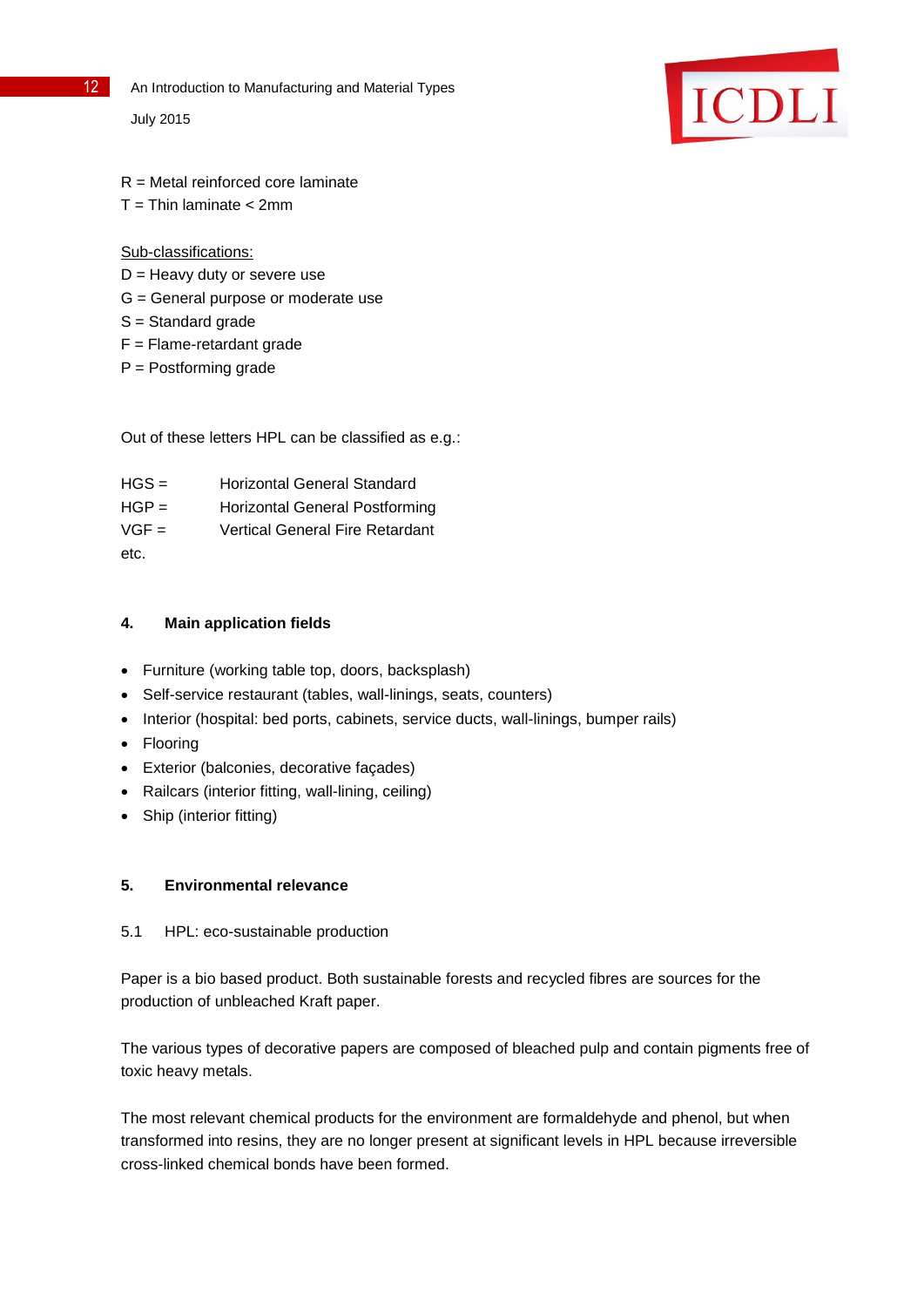R = Metal reinforced core laminate
T = Thin laminate < 2mm

Sub-classifications:
D = Heavy duty or severe use
G = General purpose or moderate use
S = Standard grade
F = Flame-retardant grade
P = Postforming grade

Out of these letters HPL can be classified as e.g.:

HGS = Horizontal General Standard
HGP = Horizontal General Postforming
VGF = Vertical General Fire Retardant
etc.

## 4. Main application fields

- Furniture (working table top, doors, backsplash)
- Self-service restaurant (tables, wall-linings, seats, counters)
- Interior (hospital: bed ports, cabinets, service ducts, wall-linings, bumper rails)
- Flooring
- Exterior (balconies, decorative façades)
- Railcars (interior fitting, wall-lining, ceiling)
- Ship (interior fitting)

## 5. Environmental relevance

### 5.1 HPL: eco-sustainable production

Paper is a bio based product. Both sustainable forests and recycled fibres are sources for the production of unbleached Kraft paper.

The various types of decorative papers are composed of bleached pulp and contain pigments free of toxic heavy metals.

The most relevant chemical products for the environment are formaldehyde and phenol, but when transformed into resins, they are no longer present at significant levels in HPL because irreversible cross-linked chemical bonds have been formed.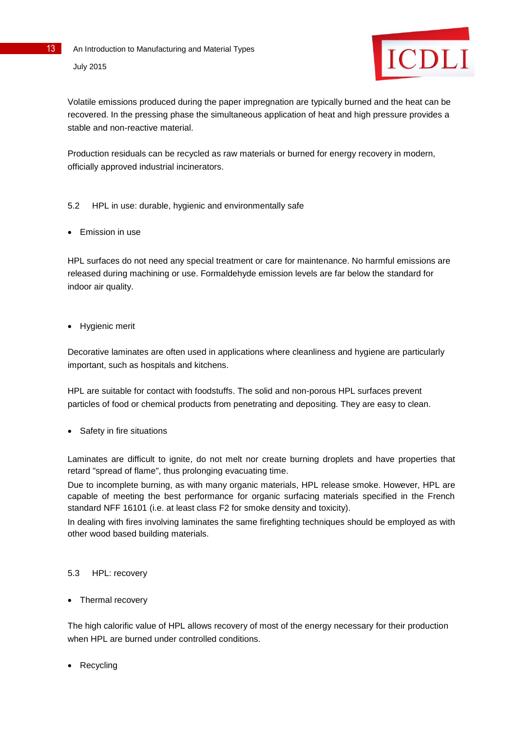Volatile emissions produced during the paper impregnation are typically burned and the heat can be recovered. In the pressing phase the simultaneous application of heat and high pressure provides a stable and non-reactive material.

Production residuals can be recycled as raw materials or burned for energy recovery in modern, officially approved industrial incinerators.

## 5.2 HPL in use: durable, hygienic and environmentally safe

- Emission in use

HPL surfaces do not need any special treatment or care for maintenance. No harmful emissions are released during machining or use. Formaldehyde emission levels are far below the standard for indoor air quality.

- Hygienic merit

Decorative laminates are often used in applications where cleanliness and hygiene are particularly important, such as hospitals and kitchens.

HPL are suitable for contact with foodstuffs. The solid and non-porous HPL surfaces prevent particles of food or chemical products from penetrating and depositing. They are easy to clean.

- Safety in fire situations

Laminates are difficult to ignite, do not melt nor create burning droplets and have properties that retard "spread of flame", thus prolonging evacuating time.

Due to incomplete burning, as with many organic materials, HPL release smoke. However, HPL are capable of meeting the best performance for organic surfacing materials specified in the French standard NFF 16101 (i.e. at least class F2 for smoke density and toxicity).

In dealing with fires involving laminates the same firefighting techniques should be employed as with other wood based building materials.

## 5.3 HPL: recovery

- Thermal recovery

The high calorific value of HPL allows recovery of most of the energy necessary for their production when HPL are burned under controlled conditions.

- Recycling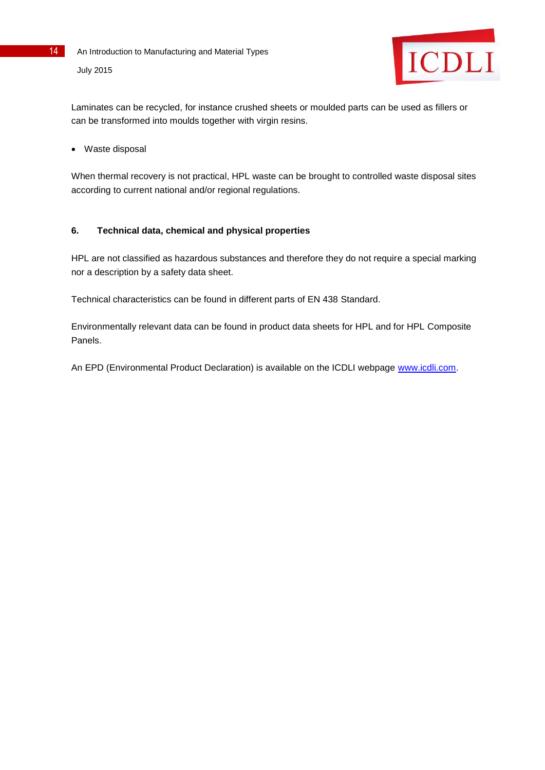Laminates can be recycled, for instance crushed sheets or moulded parts can be used as fillers or can be transformed into moulds together with virgin resins.

- Waste disposal

When thermal recovery is not practical, HPL waste can be brought to controlled waste disposal sites according to current national and/or regional regulations.

## 6. Technical data, chemical and physical properties

HPL are not classified as hazardous substances and therefore they do not require a special marking nor a description by a safety data sheet.

Technical characteristics can be found in different parts of EN 438 Standard.

Environmentally relevant data can be found in product data sheets for HPL and for HPL Composite Panels.

An EPD (Environmental Product Declaration) is available on the ICDLI webpage [www.icdli.com](http://www.icdli.com).